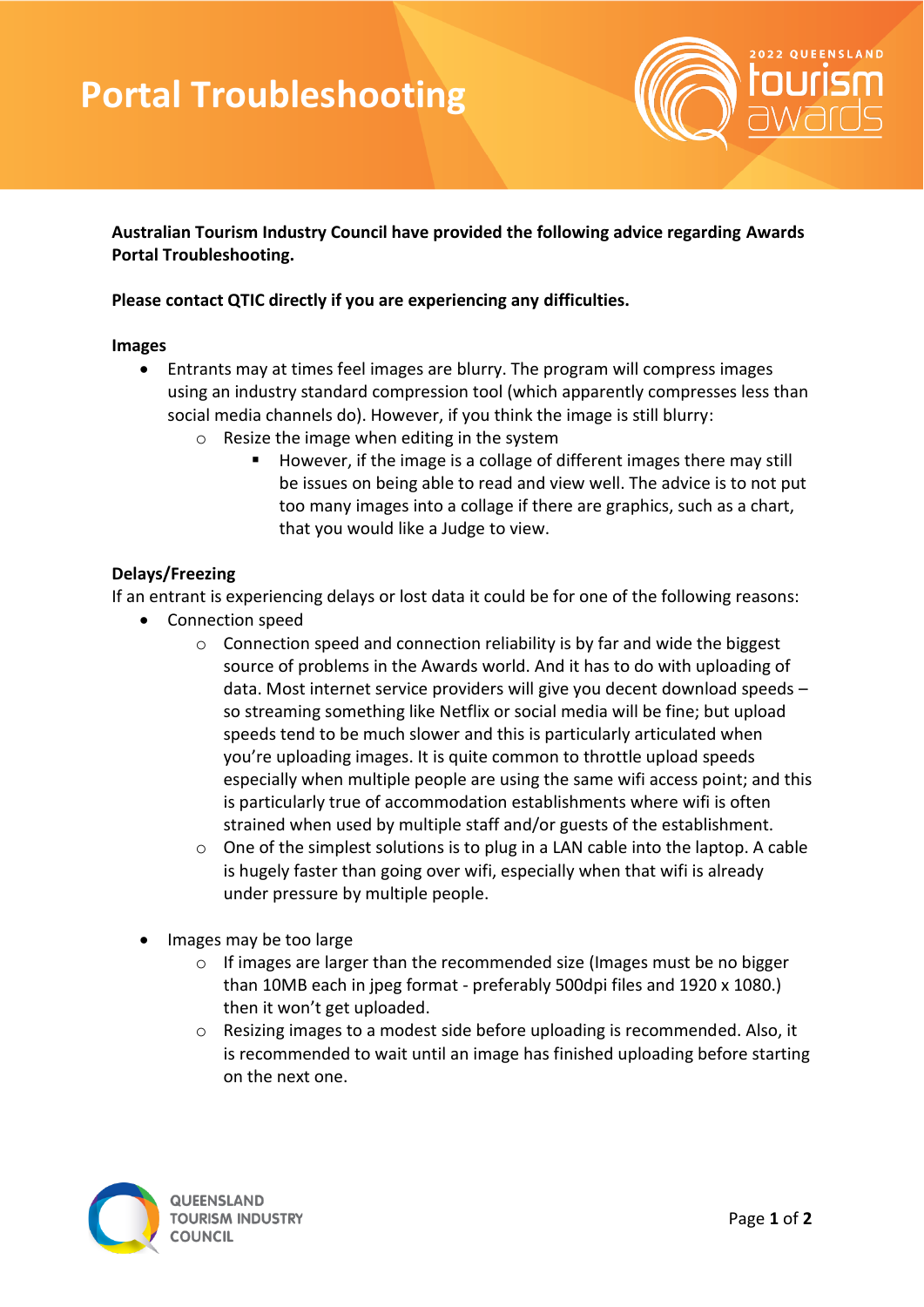# Portal Troubleshooting

**Australian Tourism Industry Council have provided the following advice regarding Awards Portal Troubleshooting.**

**Please contact QTIC directly if you are experiencing any difficulties.**

**Images**

- Entrants may at times feel images are blurry. The program will compress images using an industry standard compression tool (which apparently compresses less than social media channels do). However, if you think the image is still blurry:
  - Resize the image when editing in the system
    - However, if the image is a collage of different images there may still be issues on being able to read and view well. The advice is to not put too many images into a collage if there are graphics, such as a chart, that you would like a Judge to view.

**Delays/Freezing**

If an entrant is experiencing delays or lost data it could be for one of the following reasons:

- Connection speed
  - Connection speed and connection reliability is by far and wide the biggest source of problems in the Awards world. And it has to do with uploading of data. Most internet service providers will give you decent download speeds – so streaming something like Netflix or social media will be fine; but upload speeds tend to be much slower and this is particularly articulated when you're uploading images. It is quite common to throttle upload speeds especially when multiple people are using the same wifi access point; and this is particularly true of accommodation establishments where wifi is often strained when used by multiple staff and/or guests of the establishment.
  - One of the simplest solutions is to plug in a LAN cable into the laptop. A cable is hugely faster than going over wifi, especially when that wifi is already under pressure by multiple people.

- Images may be too large
  - If images are larger than the recommended size (Images must be no bigger than 10MB each in jpeg format - preferably 500dpi files and 1920 x 1080.) then it won't get uploaded.
  - Resizing images to a modest side before uploading is recommended. Also, it is recommended to wait until an image has finished uploading before starting on the next one.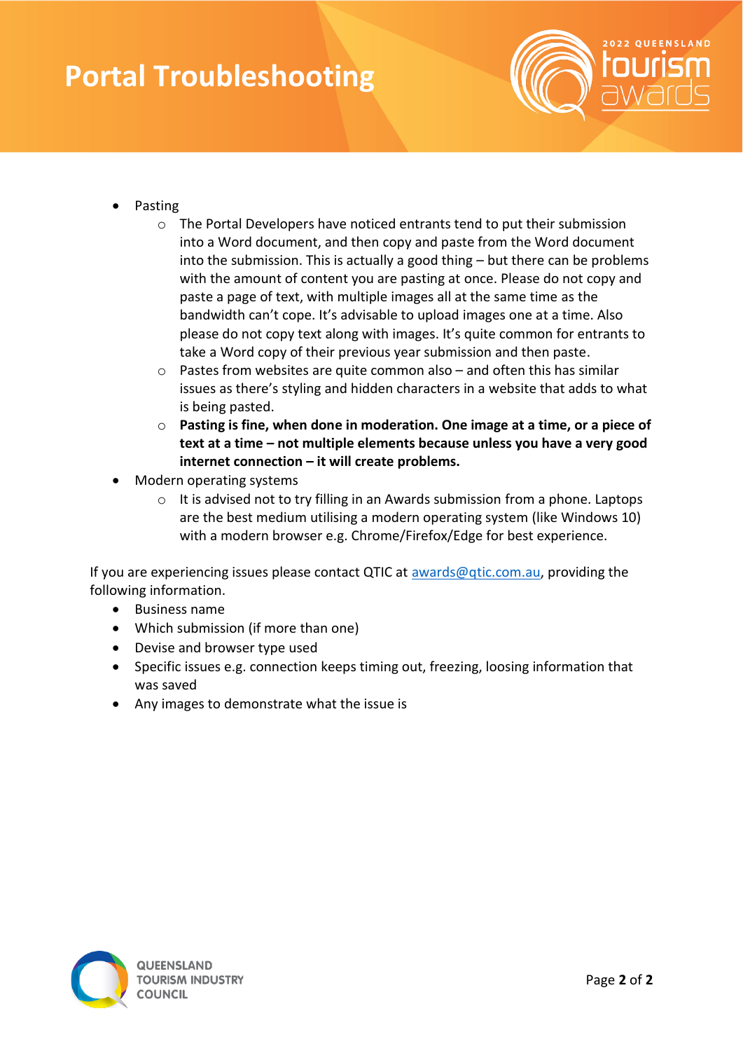# Portal Troubleshooting

- Pasting
  - The Portal Developers have noticed entrants tend to put their submission into a Word document, and then copy and paste from the Word document into the submission. This is actually a good thing – but there can be problems with the amount of content you are pasting at once. Please do not copy and paste a page of text, with multiple images all at the same time as the bandwidth can't cope. It's advisable to upload images one at a time. Also please do not copy text along with images. It's quite common for entrants to take a Word copy of their previous year submission and then paste.
  - Pastes from websites are quite common also – and often this has similar issues as there's styling and hidden characters in a website that adds to what is being pasted.
  - **Pasting is fine, when done in moderation. One image at a time, or a piece of text at a time – not multiple elements because unless you have a very good internet connection – it will create problems.**
- Modern operating systems
  - It is advised not to try filling in an Awards submission from a phone. Laptops are the best medium utilising a modern operating system (like Windows 10) with a modern browser e.g. Chrome/Firefox/Edge for best experience.

If you are experiencing issues please contact QTIC at awards@qtic.com.au, providing the following information.

- Business name
- Which submission (if more than one)
- Devise and browser type used
- Specific issues e.g. connection keeps timing out, freezing, loosing information that was saved
- Any images to demonstrate what the issue is